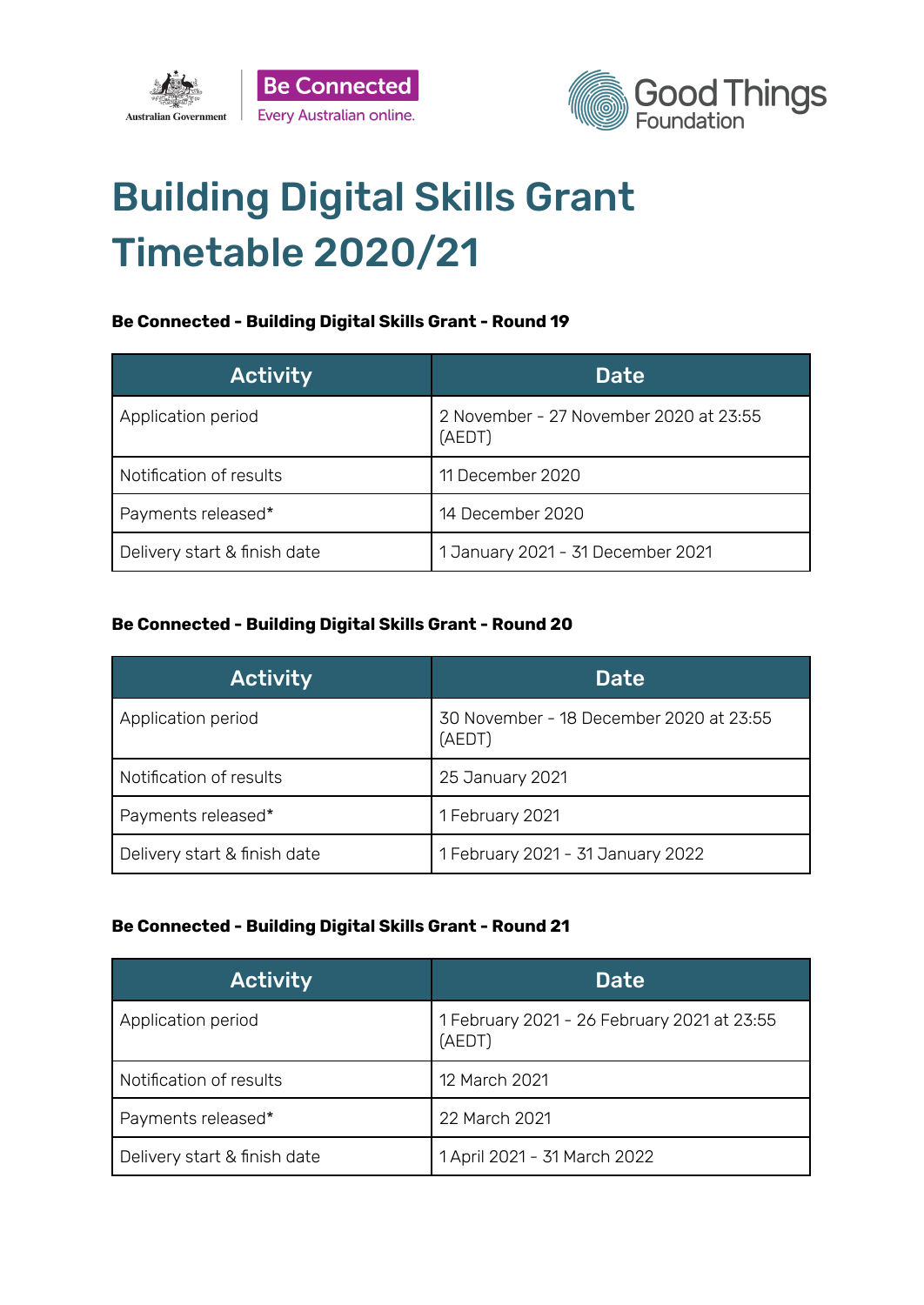# Building Digital Skills Grant Timetable 2020/21

**Be Connected - Building Digital Skills Grant - Round 19**

| Activity | Date |
|---|---|
| Application period | 2 November - 27 November 2020 at 23:55 (AEDT) |
| Notification of results | 11 December 2020 |
| Payments released* | 14 December 2020 |
| Delivery start & finish date | 1 January 2021 - 31 December 2021 |

**Be Connected - Building Digital Skills Grant - Round 20**

| Activity | Date |
|---|---|
| Application period | 30 November - 18 December 2020 at 23:55 (AEDT) |
| Notification of results | 25 January 2021 |
| Payments released* | 1 February 2021 |
| Delivery start & finish date | 1 February 2021 - 31 January 2022 |

**Be Connected - Building Digital Skills Grant - Round 21**

| Activity | Date |
|---|---|
| Application period | 1 February 2021 - 26 February 2021 at 23:55 (AEDT) |
| Notification of results | 12 March 2021 |
| Payments released* | 22 March 2021 |
| Delivery start & finish date | 1 April 2021 - 31 March 2022 |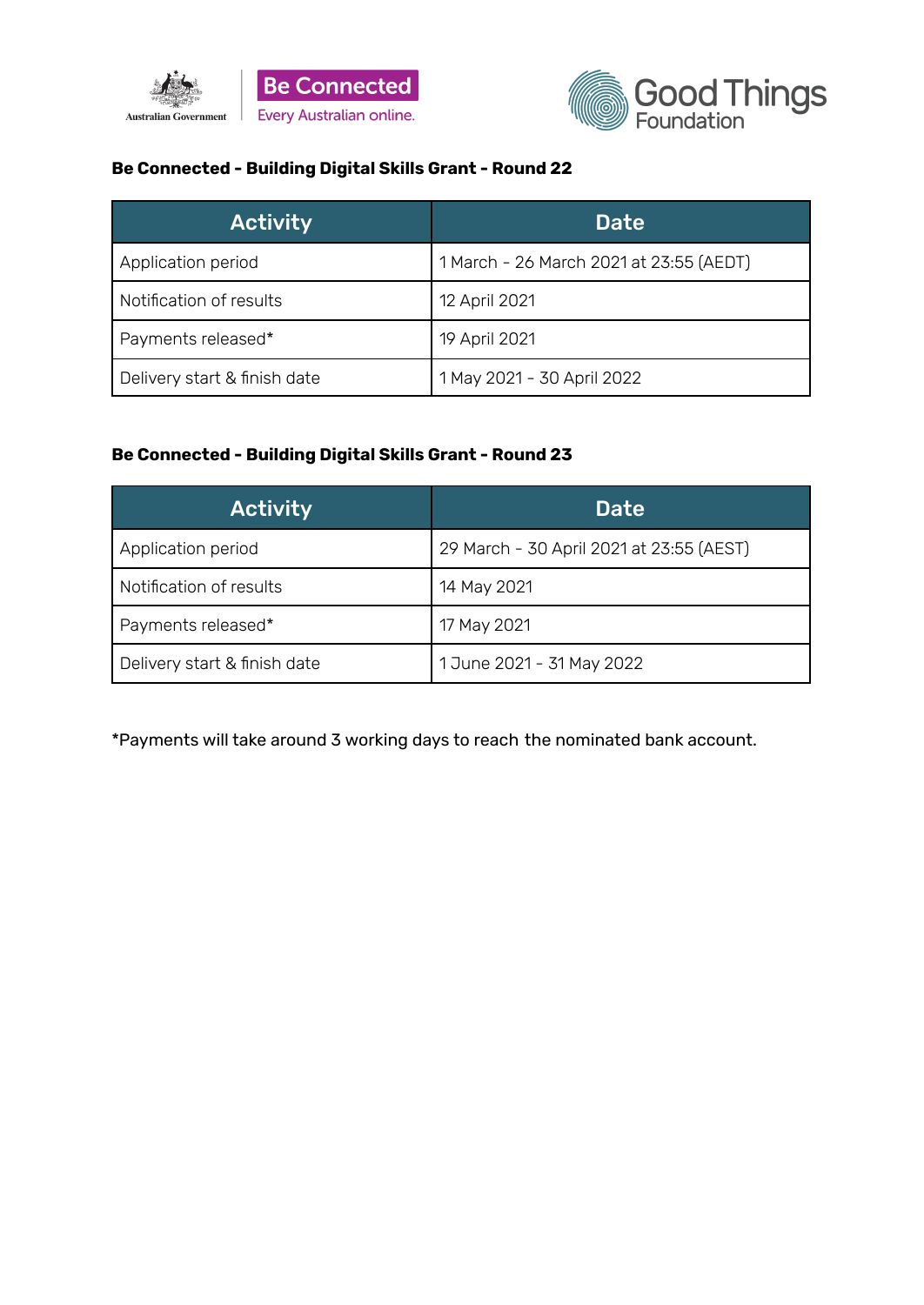**Be Connected - Building Digital Skills Grant - Round 22**

| Activity | Date |
|---|---|
| Application period | 1 March - 26 March 2021 at 23:55 (AEDT) |
| Notification of results | 12 April 2021 |
| Payments released* | 19 April 2021 |
| Delivery start & finish date | 1 May 2021 - 30 April 2022 |

**Be Connected - Building Digital Skills Grant - Round 23**

| Activity | Date |
|---|---|
| Application period | 29 March - 30 April 2021 at 23:55 (AEST) |
| Notification of results | 14 May 2021 |
| Payments released* | 17 May 2021 |
| Delivery start & finish date | 1 June 2021 - 31 May 2022 |

*Payments will take around 3 working days to reach the nominated bank account.